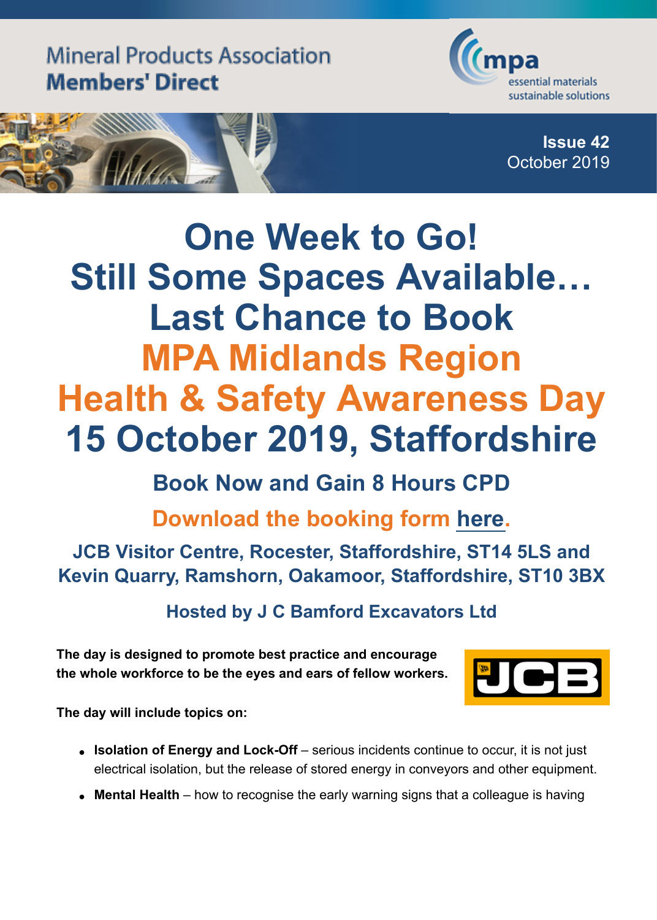Mineral Products Association
**Members' Direct**

mpa
essential materials
sustainable solutions

**Issue 42**
October 2019

# One Week to Go!
# Still Some Spaces Available…
# Last Chance to Book
# MPA Midlands Region
# Health & Safety Awareness Day
# 15 October 2019, Staffordshire

## Book Now and Gain 8 Hours CPD

## Download the booking form here.

### JCB Visitor Centre, Rocester, Staffordshire, ST14 5LS and Kevin Quarry, Ramshorn, Oakamoor, Staffordshire, ST10 3BX

### Hosted by J C Bamford Excavators Ltd

**The day is designed to promote best practice and encourage the whole workforce to be the eyes and ears of fellow workers.**

**The day will include topics on:**

- **Isolation of Energy and Lock-Off** – serious incidents continue to occur, it is not just electrical isolation, but the release of stored energy in conveyors and other equipment.
- **Mental Health** – how to recognise the early warning signs that a colleague is having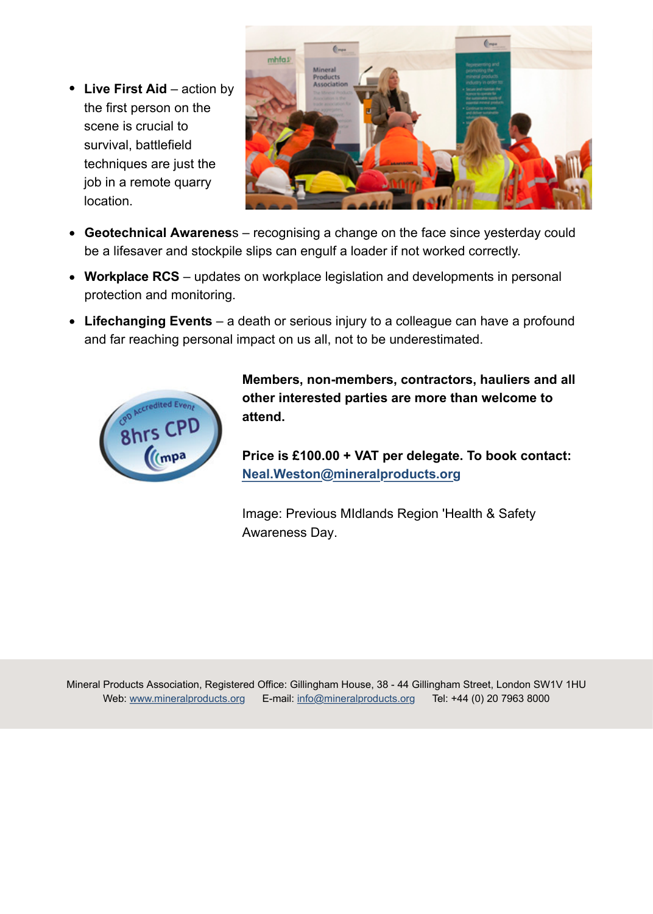- **Live First Aid** – action by the first person on the scene is crucial to survival, battlefield techniques are just the job in a remote quarry location.
- **Geotechnical Awareness** – recognising a change on the face since yesterday could be a lifesaver and stockpile slips can engulf a loader if not worked correctly.
- **Workplace RCS** – updates on workplace legislation and developments in personal protection and monitoring.
- **Lifechanging Events** – a death or serious injury to a colleague can have a profound and far reaching personal impact on us all, not to be underestimated.

**Members, non-members, contractors, hauliers and all other interested parties are more than welcome to attend.**

**Price is £100.00 + VAT per delegate. To book contact: Neal.Weston@mineralproducts.org**

Image: Previous MIdlands Region 'Health & Safety Awareness Day.

Mineral Products Association, Registered Office: Gillingham House, 38 - 44 Gillingham Street, London SW1V 1HU
Web: www.mineralproducts.org E-mail: info@mineralproducts.org Tel: +44 (0) 20 7963 8000